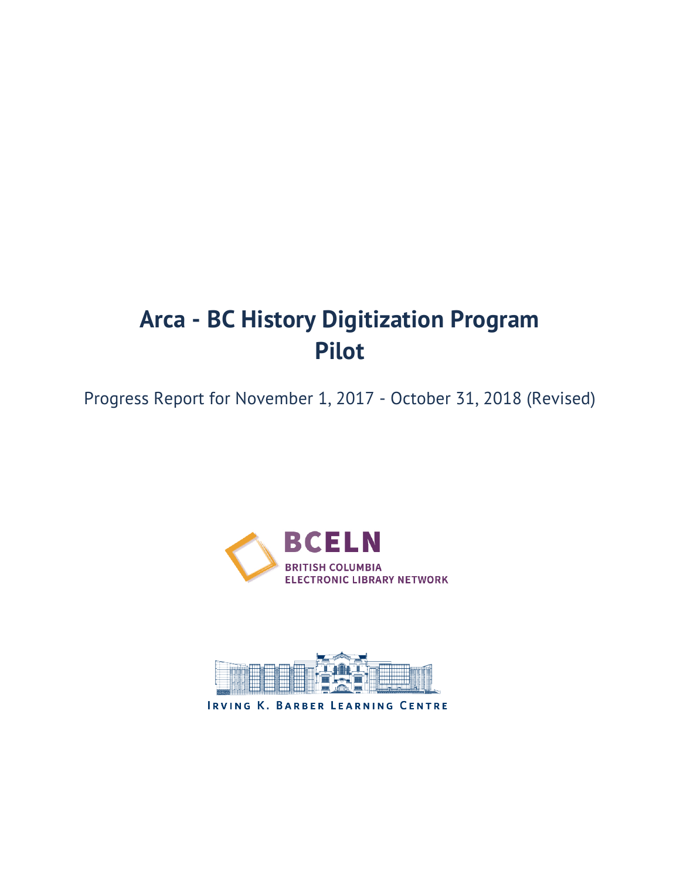# Arca - BC History Digitization Program Pilot

Progress Report for November 1, 2017 - October 31, 2018 (Revised)

BCELN
BRITISH COLUMBIA
ELECTRONIC LIBRARY NETWORK

IRVING K. BARBER LEARNING CENTRE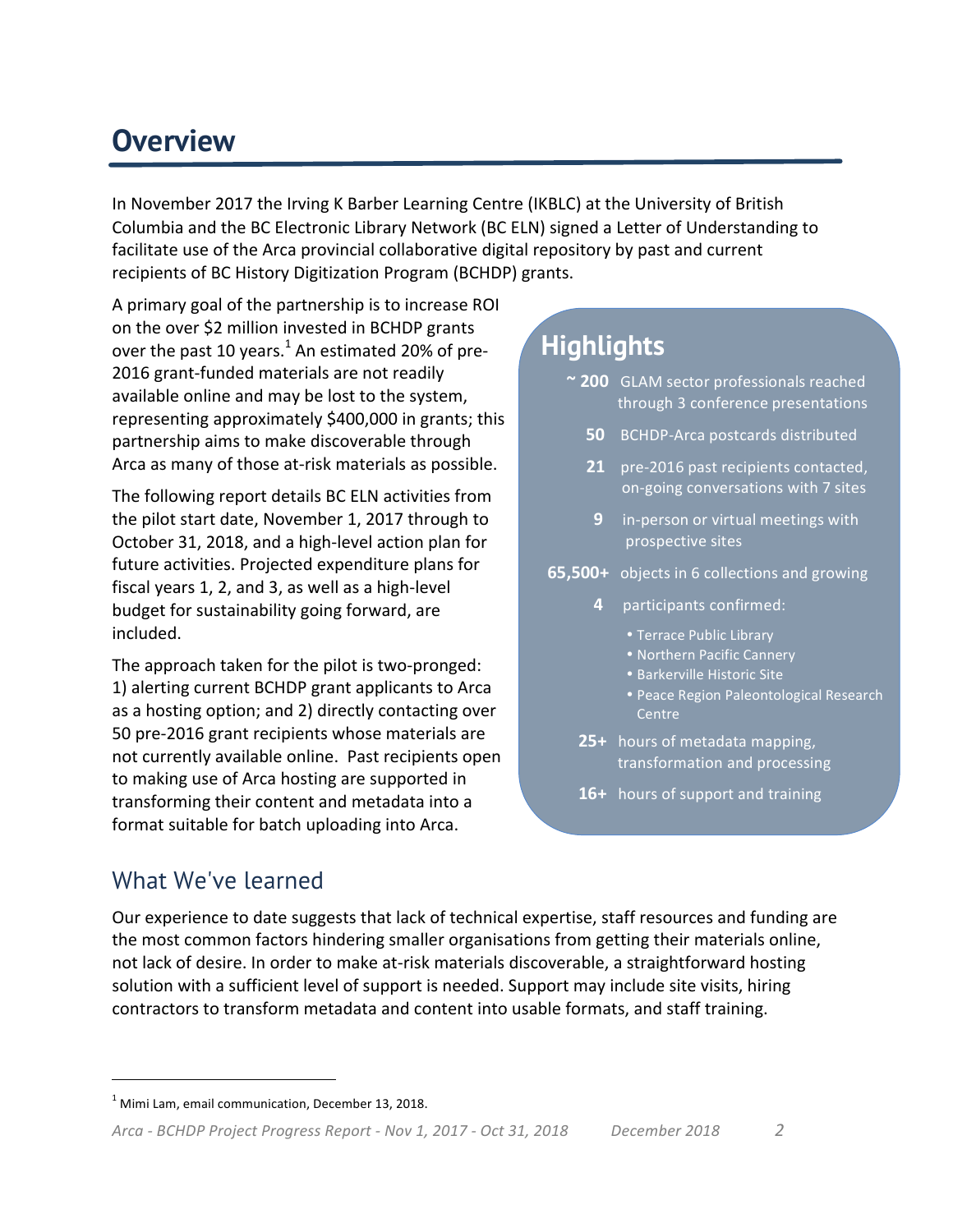# Overview

In November 2017 the Irving K Barber Learning Centre (IKBLC) at the University of British Columbia and the BC Electronic Library Network (BC ELN) signed a Letter of Understanding to facilitate use of the Arca provincial collaborative digital repository by past and current recipients of BC History Digitization Program (BCHDP) grants.

A primary goal of the partnership is to increase ROI on the over $2 million invested in BCHDP grants over the past 10 years.[1] An estimated 20% of pre-2016 grant-funded materials are not readily available online and may be lost to the system, representing approximately $400,000 in grants; this partnership aims to make discoverable through Arca as many of those at-risk materials as possible.

The following report details BC ELN activities from the pilot start date, November 1, 2017 through to October 31, 2018, and a high-level action plan for future activities. Projected expenditure plans for fiscal years 1, 2, and 3, as well as a high-level budget for sustainability going forward, are included.

The approach taken for the pilot is two-pronged: 1) alerting current BCHDP grant applicants to Arca as a hosting option; and 2) directly contacting over 50 pre-2016 grant recipients whose materials are not currently available online. Past recipients open to making use of Arca hosting are supported in transforming their content and metadata into a format suitable for batch uploading into Arca.

## Highlights

- **~ 200** GLAM sector professionals reached through 3 conference presentations
- **50** BCHDP-Arca postcards distributed
- **21** pre-2016 past recipients contacted, on-going conversations with 7 sites
- **9** in-person or virtual meetings with prospective sites
- **65,500+** objects in 6 collections and growing
- **4** participants confirmed:
  - Terrace Public Library
  - Northern Pacific Cannery
  - Barkerville Historic Site
  - Peace Region Paleontological Research Centre
- **25+** hours of metadata mapping, transformation and processing
- **16+** hours of support and training

## What We've learned

Our experience to date suggests that lack of technical expertise, staff resources and funding are the most common factors hindering smaller organisations from getting their materials online, not lack of desire. In order to make at-risk materials discoverable, a straightforward hosting solution with a sufficient level of support is needed. Support may include site visits, hiring contractors to transform metadata and content into usable formats, and staff training.

---

[1] Mimi Lam, email communication, December 13, 2018.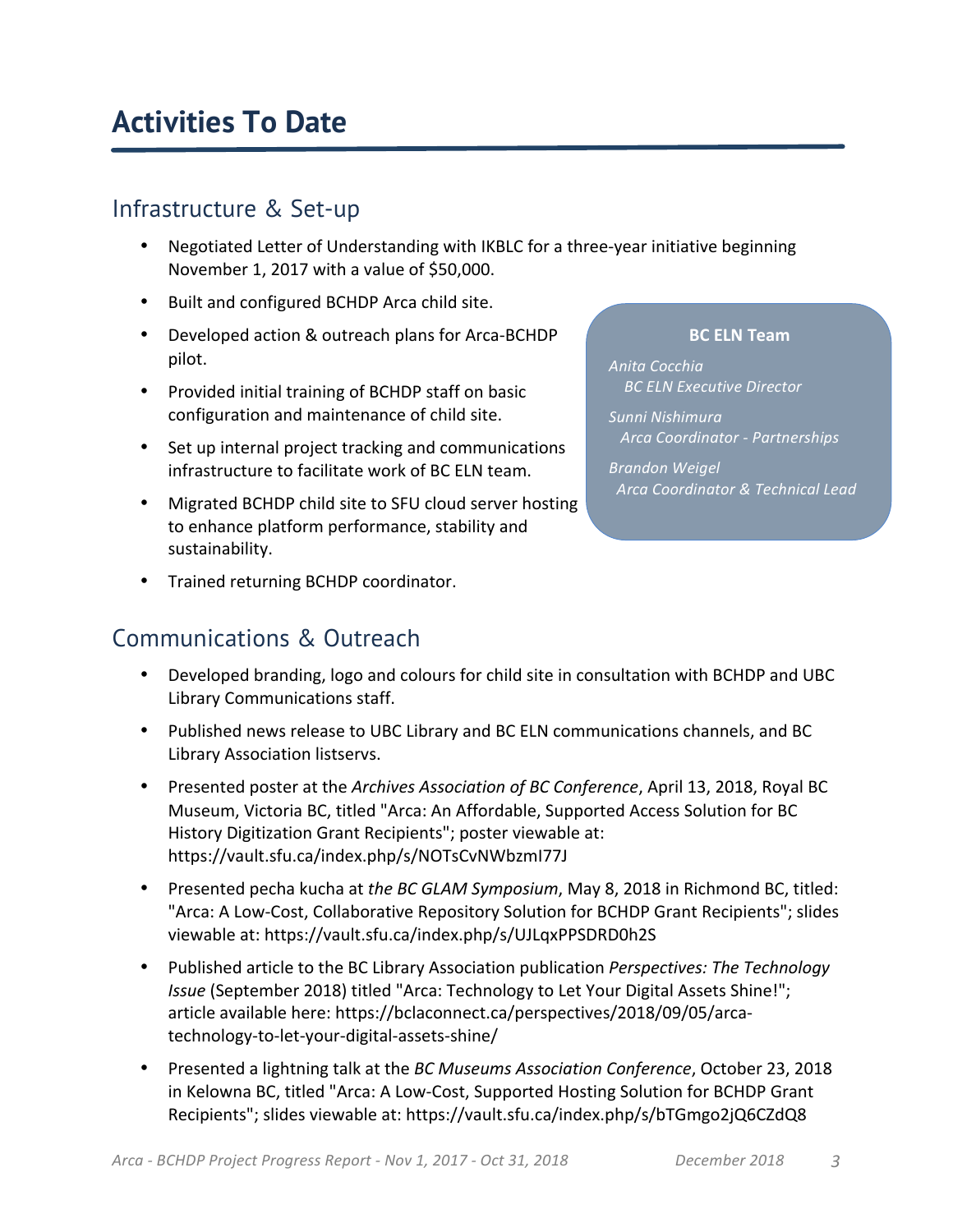# Activities To Date

## Infrastructure & Set-up

- Negotiated Letter of Understanding with IKBLC for a three-year initiative beginning November 1, 2017 with a value of $50,000.
- Built and configured BCHDP Arca child site.
- Developed action & outreach plans for Arca-BCHDP pilot.
- Provided initial training of BCHDP staff on basic configuration and maintenance of child site.
- Set up internal project tracking and communications infrastructure to facilitate work of BC ELN team.
- Migrated BCHDP child site to SFU cloud server hosting to enhance platform performance, stability and sustainability.
- Trained returning BCHDP coordinator.

**BC ELN Team**

*Anita Cocchia*
*BC ELN Executive Director*

*Sunni Nishimura*
*Arca Coordinator - Partnerships*

*Brandon Weigel*
*Arca Coordinator & Technical Lead*

## Communications & Outreach

- Developed branding, logo and colours for child site in consultation with BCHDP and UBC Library Communications staff.
- Published news release to UBC Library and BC ELN communications channels, and BC Library Association listservs.
- Presented poster at the *Archives Association of BC Conference*, April 13, 2018, Royal BC Museum, Victoria BC, titled "Arca: An Affordable, Supported Access Solution for BC History Digitization Grant Recipients"; poster viewable at: https://vault.sfu.ca/index.php/s/NOTsCvNWbzmI77J
- Presented pecha kucha at *the BC GLAM Symposium*, May 8, 2018 in Richmond BC, titled: "Arca: A Low-Cost, Collaborative Repository Solution for BCHDP Grant Recipients"; slides viewable at: https://vault.sfu.ca/index.php/s/UJLqxPPSDRD0h2S
- Published article to the BC Library Association publication *Perspectives: The Technology Issue* (September 2018) titled "Arca: Technology to Let Your Digital Assets Shine!"; article available here: https://bclaconnect.ca/perspectives/2018/09/05/arca-technology-to-let-your-digital-assets-shine/
- Presented a lightning talk at the *BC Museums Association Conference*, October 23, 2018 in Kelowna BC, titled "Arca: A Low-Cost, Supported Hosting Solution for BCHDP Grant Recipients"; slides viewable at: https://vault.sfu.ca/index.php/s/bTGmgo2jQ6CZdQ8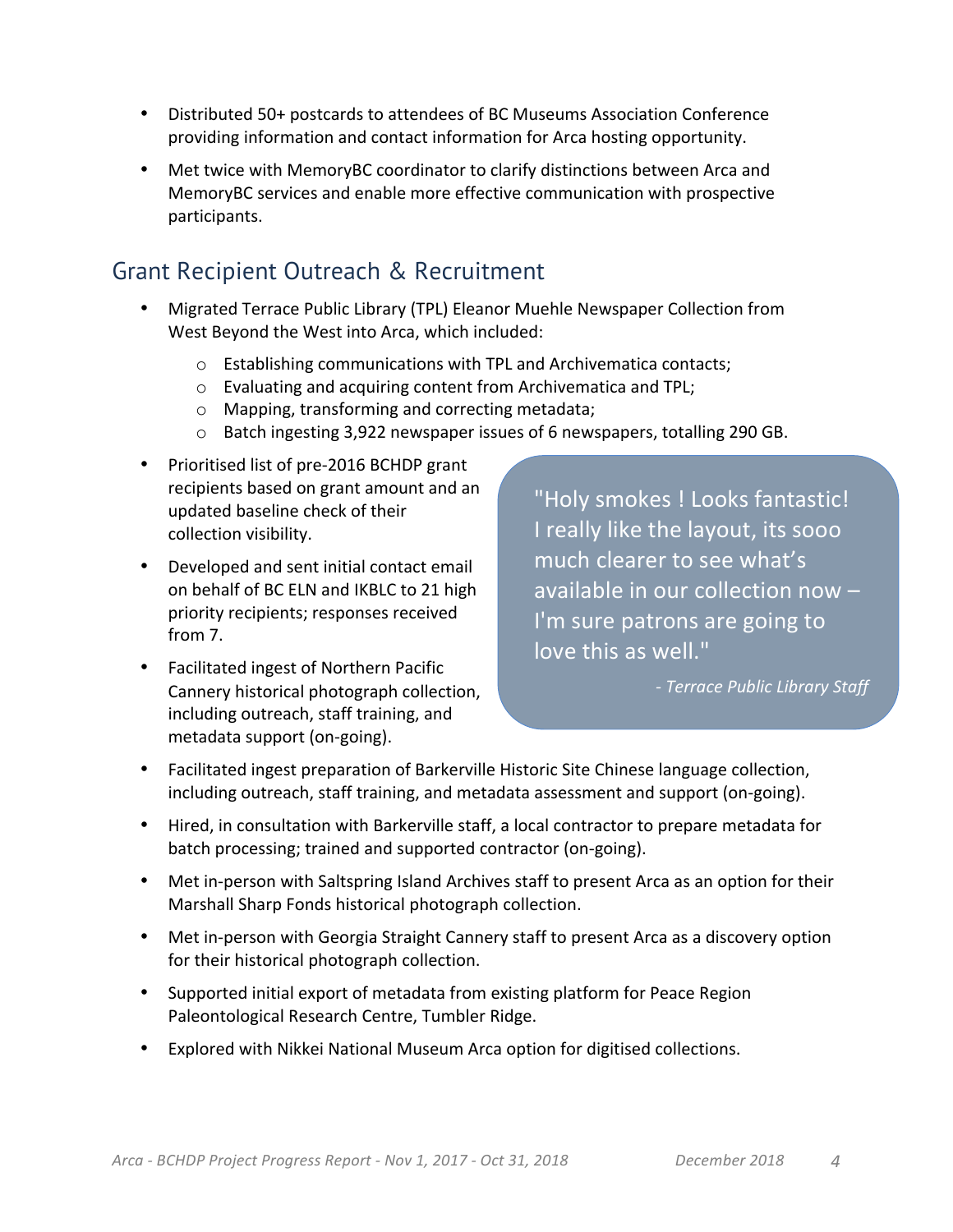- Distributed 50+ postcards to attendees of BC Museums Association Conference providing information and contact information for Arca hosting opportunity.
- Met twice with MemoryBC coordinator to clarify distinctions between Arca and MemoryBC services and enable more effective communication with prospective participants.

## Grant Recipient Outreach & Recruitment

- Migrated Terrace Public Library (TPL) Eleanor Muehle Newspaper Collection from West Beyond the West into Arca, which included:
  - Establishing communications with TPL and Archivematica contacts;
  - Evaluating and acquiring content from Archivematica and TPL;
  - Mapping, transforming and correcting metadata;
  - Batch ingesting 3,922 newspaper issues of 6 newspapers, totalling 290 GB.
- Prioritised list of pre-2016 BCHDP grant recipients based on grant amount and an updated baseline check of their collection visibility.
- Developed and sent initial contact email on behalf of BC ELN and IKBLC to 21 high priority recipients; responses received from 7.
- Facilitated ingest of Northern Pacific Cannery historical photograph collection, including outreach, staff training, and metadata support (on-going).

> "Holy smokes ! Looks fantastic! I really like the layout, its sooo much clearer to see what's available in our collection now – I'm sure patrons are going to love this as well."
>
> *- Terrace Public Library Staff*

- Facilitated ingest preparation of Barkerville Historic Site Chinese language collection, including outreach, staff training, and metadata assessment and support (on-going).
- Hired, in consultation with Barkerville staff, a local contractor to prepare metadata for batch processing; trained and supported contractor (on-going).
- Met in-person with Saltspring Island Archives staff to present Arca as an option for their Marshall Sharp Fonds historical photograph collection.
- Met in-person with Georgia Straight Cannery staff to present Arca as a discovery option for their historical photograph collection.
- Supported initial export of metadata from existing platform for Peace Region Paleontological Research Centre, Tumbler Ridge.
- Explored with Nikkei National Museum Arca option for digitised collections.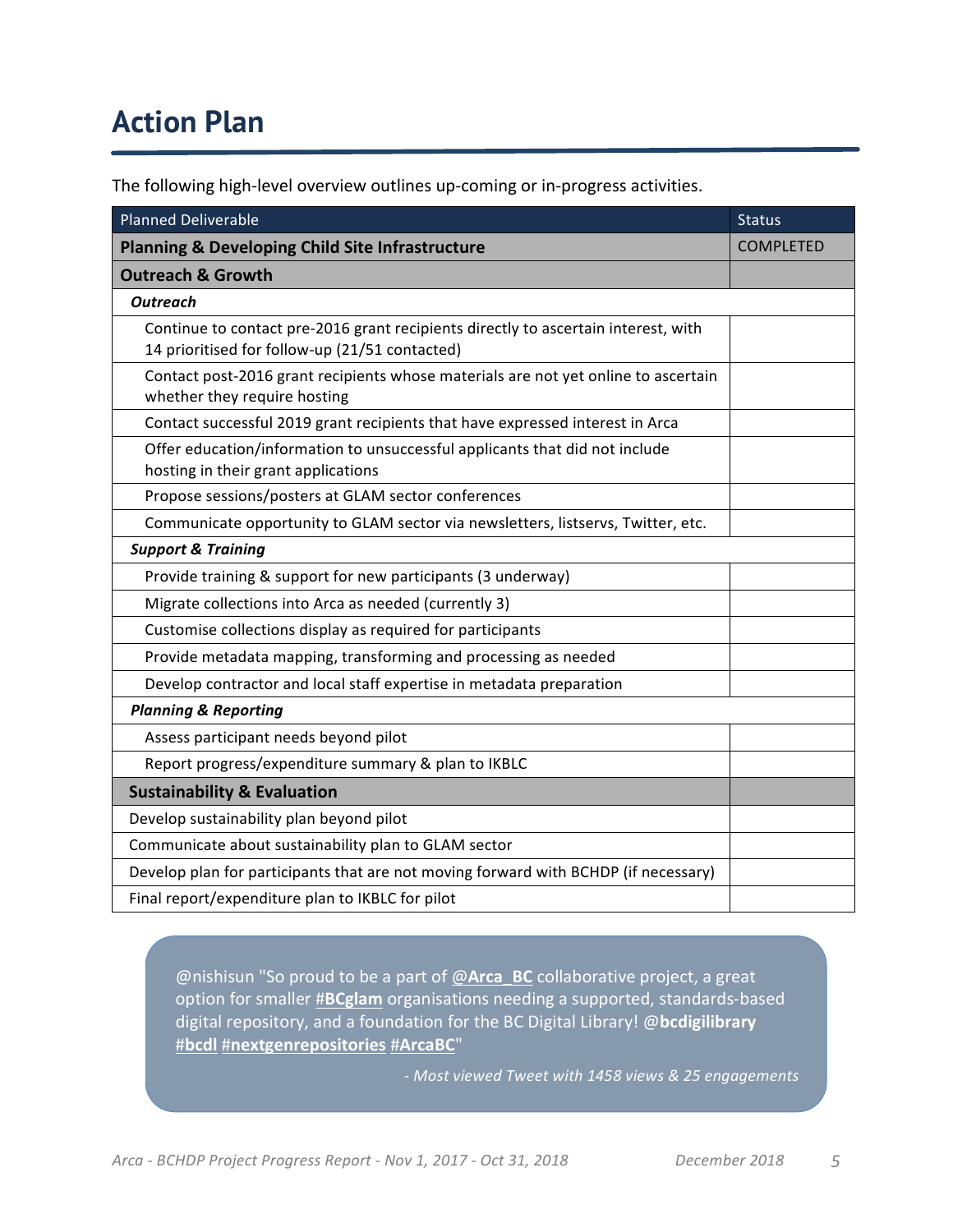# Action Plan

The following high-level overview outlines up-coming or in-progress activities.

| Planned Deliverable | Status |
|---|---|
| **Planning & Developing Child Site Infrastructure** | COMPLETED |
| **Outreach & Growth** | |
| ***Outreach*** | |
| Continue to contact pre-2016 grant recipients directly to ascertain interest, with 14 prioritised for follow-up (21/51 contacted) | |
| Contact post-2016 grant recipients whose materials are not yet online to ascertain whether they require hosting | |
| Contact successful 2019 grant recipients that have expressed interest in Arca | |
| Offer education/information to unsuccessful applicants that did not include hosting in their grant applications | |
| Propose sessions/posters at GLAM sector conferences | |
| Communicate opportunity to GLAM sector via newsletters, listservs, Twitter, etc. | |
| ***Support & Training*** | |
| Provide training & support for new participants (3 underway) | |
| Migrate collections into Arca as needed (currently 3) | |
| Customise collections display as required for participants | |
| Provide metadata mapping, transforming and processing as needed | |
| Develop contractor and local staff expertise in metadata preparation | |
| ***Planning & Reporting*** | |
| Assess participant needs beyond pilot | |
| Report progress/expenditure summary & plan to IKBLC | |
| **Sustainability & Evaluation** | |
| Develop sustainability plan beyond pilot | |
| Communicate about sustainability plan to GLAM sector | |
| Develop plan for participants that are not moving forward with BCHDP (if necessary) | |
| Final report/expenditure plan to IKBLC for pilot | |

@nishisun "So proud to be a part of **@Arca_BC** collaborative project, a great option for smaller **#BCglam** organisations needing a supported, standards-based digital repository, and a foundation for the BC Digital Library! **@bcdigilibrary** **#bcdl** **#nextgenrepositories** **#ArcaBC**"

*- Most viewed Tweet with 1458 views & 25 engagements*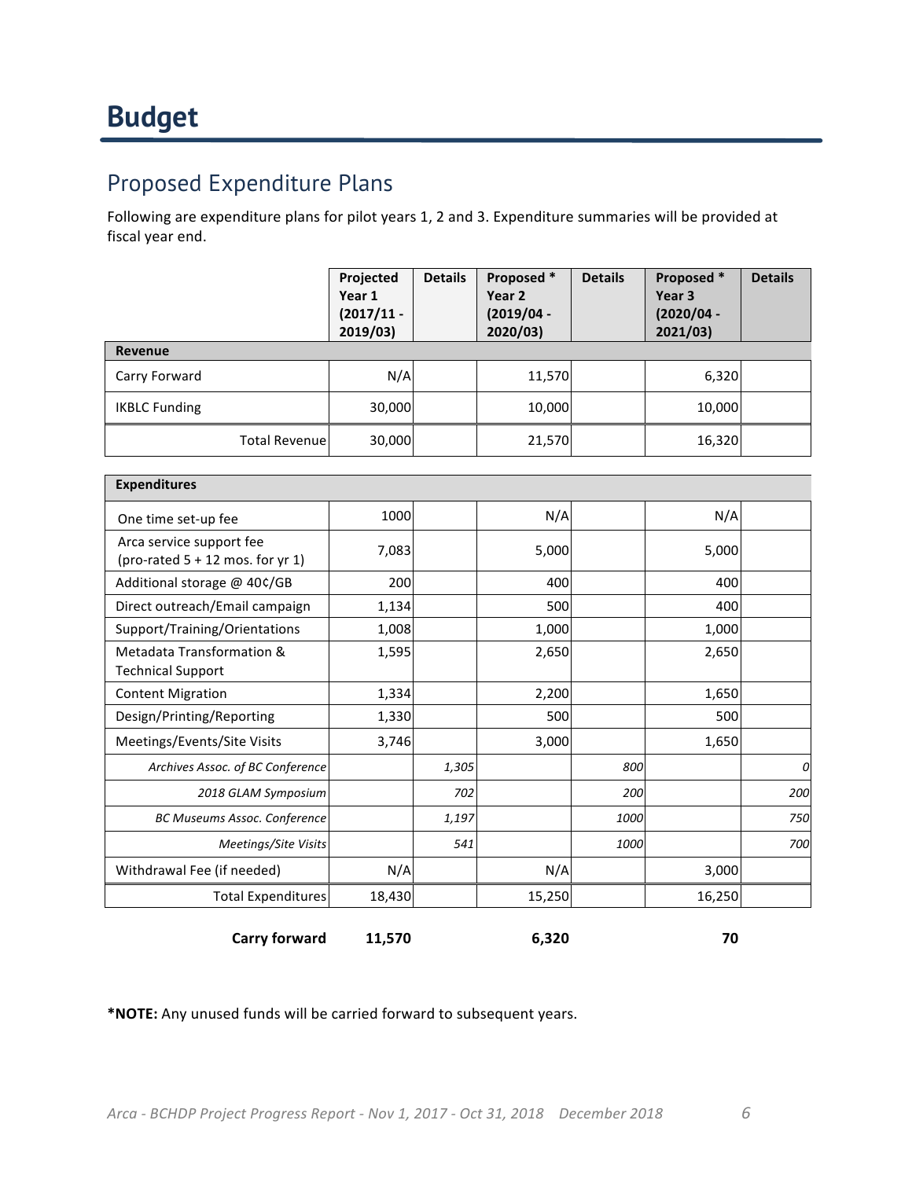# Budget

## Proposed Expenditure Plans

Following are expenditure plans for pilot years 1, 2 and 3. Expenditure summaries will be provided at fiscal year end.

| | Projected Year 1 (2017/11 - 2019/03) | Details | Proposed * Year 2 (2019/04 - 2020/03) | Details | Proposed * Year 3 (2020/04 - 2021/03) | Details |
|---|---|---|---|---|---|---|
| **Revenue** | | | | | | |
| Carry Forward | N/A | | 11,570 | | 6,320 | |
| IKBLC Funding | 30,000 | | 10,000 | | 10,000 | |
| Total Revenue | 30,000 | | 21,570 | | 16,320 | |
| **Expenditures** | | | | | | |
| One time set-up fee | 1000 | | N/A | | N/A | |
| Arca service support fee (pro-rated 5 + 12 mos. for yr 1) | 7,083 | | 5,000 | | 5,000 | |
| Additional storage @ 40¢/GB | 200 | | 400 | | 400 | |
| Direct outreach/Email campaign | 1,134 | | 500 | | 400 | |
| Support/Training/Orientations | 1,008 | | 1,000 | | 1,000 | |
| Metadata Transformation & Technical Support | 1,595 | | 2,650 | | 2,650 | |
| Content Migration | 1,334 | | 2,200 | | 1,650 | |
| Design/Printing/Reporting | 1,330 | | 500 | | 500 | |
| Meetings/Events/Site Visits | 3,746 | | 3,000 | | 1,650 | |
| *Archives Assoc. of BC Conference* | | *1,305* | | *800* | | *0* |
| *2018 GLAM Symposium* | | *702* | | *200* | | *200* |
| *BC Museums Assoc. Conference* | | *1,197* | | *1000* | | *750* |
| *Meetings/Site Visits* | | *541* | | *1000* | | *700* |
| Withdrawal Fee (if needed) | N/A | | N/A | | 3,000 | |
| Total Expenditures | 18,430 | | 15,250 | | 16,250 | |
| **Carry forward** | **11,570** | | **6,320** | | **70** | |

***NOTE:** Any unused funds will be carried forward to subsequent years.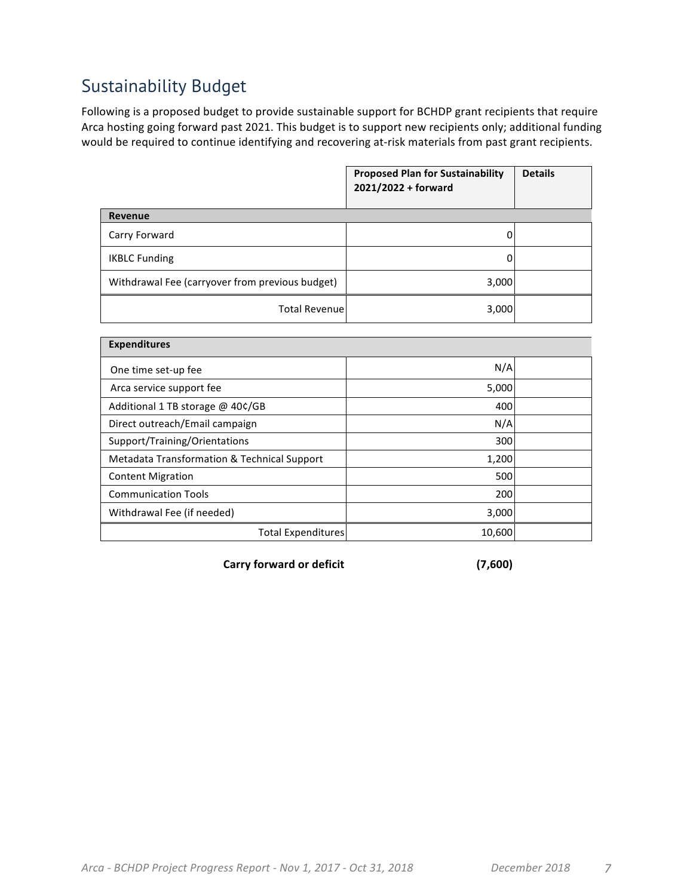## Sustainability Budget

Following is a proposed budget to provide sustainable support for BCHDP grant recipients that require Arca hosting going forward past 2021. This budget is to support new recipients only; additional funding would be required to continue identifying and recovering at-risk materials from past grant recipients.

| | Proposed Plan for Sustainability 2021/2022 + forward | Details |
|---|---|---|
| **Revenue** | | |
| Carry Forward | 0 | |
| IKBLC Funding | 0 | |
| Withdrawal Fee (carryover from previous budget) | 3,000 | |
| Total Revenue | 3,000 | |
| **Expenditures** | | |
| One time set-up fee | N/A | |
| Arca service support fee | 5,000 | |
| Additional 1 TB storage @ 40¢/GB | 400 | |
| Direct outreach/Email campaign | N/A | |
| Support/Training/Orientations | 300 | |
| Metadata Transformation & Technical Support | 1,200 | |
| Content Migration | 500 | |
| Communication Tools | 200 | |
| Withdrawal Fee (if needed) | 3,000 | |
| Total Expenditures | 10,600 | |
| **Carry forward or deficit** | **(7,600)** | |